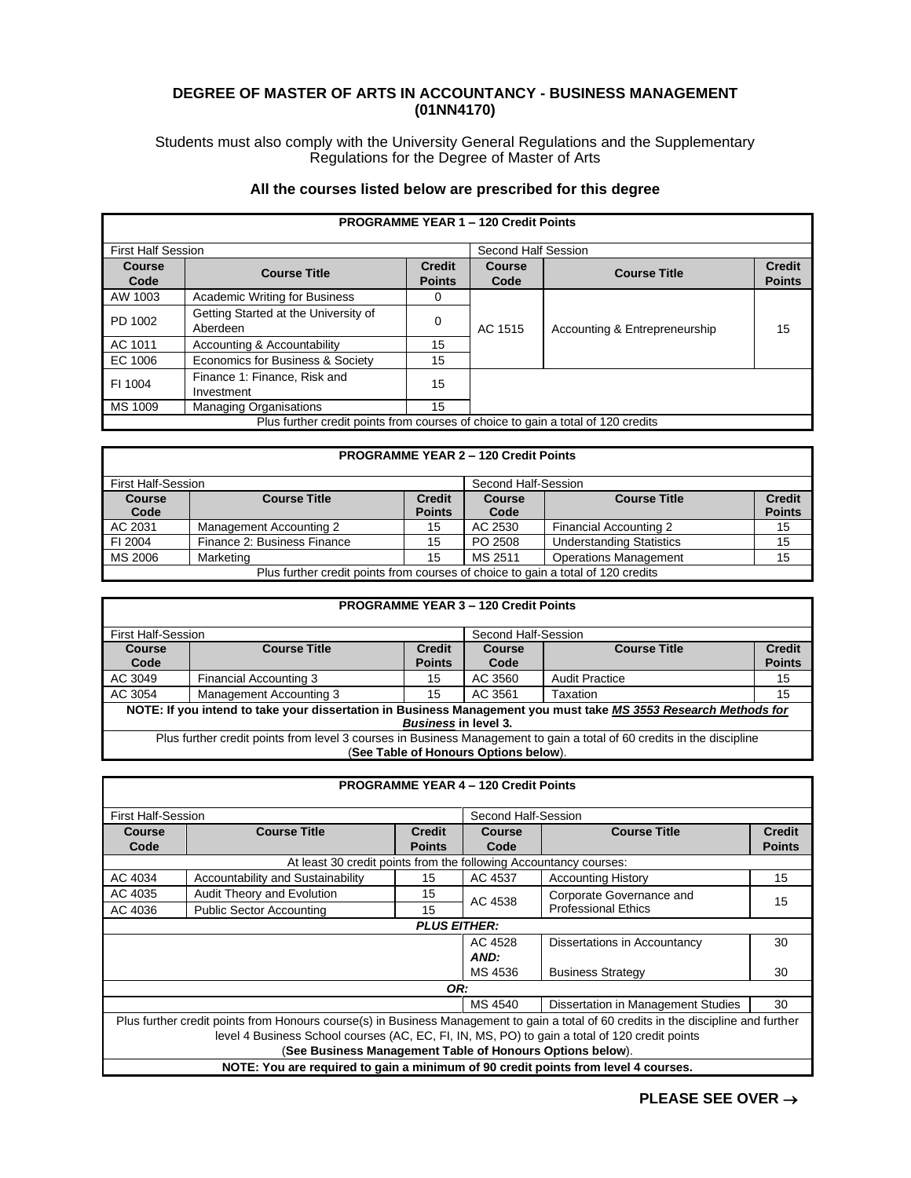# DEGREE OF MASTER OF ARTS IN ACCOUNTANCY - BUSINESS MANAGEMENT (01NN4170)

Students must also comply with the University General Regulations and the Supplementary Regulations for the Degree of Master of Arts

**All the courses listed below are prescribed for this degree**

| **PROGRAMME YEAR 1 – 120 Credit Points** | | | | | |
|---|---|---|---|---|---|
| First Half Session | | | Second Half Session | | |
| **Course Code** | **Course Title** | **Credit Points** | **Course Code** | **Course Title** | **Credit Points** |
| AW 1003 | Academic Writing for Business | 0 | AC 1515 | Accounting & Entrepreneurship | 15 |
| PD 1002 | Getting Started at the University of Aberdeen | 0 | | | |
| AC 1011 | Accounting & Accountability | 15 | | | |
| EC 1006 | Economics for Business & Society | 15 | | | |
| FI 1004 | Finance 1: Finance, Risk and Investment | 15 | | | |
| MS 1009 | Managing Organisations | 15 | | | |
| Plus further credit points from courses of choice to gain a total of 120 credits | | | | | |

| **PROGRAMME YEAR 2 – 120 Credit Points** | | | | | |
|---|---|---|---|---|---|
| First Half-Session | | | Second Half-Session | | |
| **Course Code** | **Course Title** | **Credit Points** | **Course Code** | **Course Title** | **Credit Points** |
| AC 2031 | Management Accounting 2 | 15 | AC 2530 | Financial Accounting 2 | 15 |
| FI 2004 | Finance 2: Business Finance | 15 | PO 2508 | Understanding Statistics | 15 |
| MS 2006 | Marketing | 15 | MS 2511 | Operations Management | 15 |
| Plus further credit points from courses of choice to gain a total of 120 credits | | | | | |

| **PROGRAMME YEAR 3 – 120 Credit Points** | | | | | |
|---|---|---|---|---|---|
| First Half-Session | | | Second Half-Session | | |
| **Course Code** | **Course Title** | **Credit Points** | **Course Code** | **Course Title** | **Credit Points** |
| AC 3049 | Financial Accounting 3 | 15 | AC 3560 | Audit Practice | 15 |
| AC 3054 | Management Accounting 3 | 15 | AC 3561 | Taxation | 15 |
| **NOTE: If you intend to take your dissertation in Business Management you must take *MS 3553 Research Methods for Business* in level 3.** | | | | | |
| Plus further credit points from level 3 courses in Business Management to gain a total of 60 credits in the discipline (**See Table of Honours Options below**). | | | | | |

| **PROGRAMME YEAR 4 – 120 Credit Points** | | | | | |
|---|---|---|---|---|---|
| First Half-Session | | | Second Half-Session | | |
| **Course Code** | **Course Title** | **Credit Points** | **Course Code** | **Course Title** | **Credit Points** |
| At least 30 credit points from the following Accountancy courses: | | | | | |
| AC 4034 | Accountability and Sustainability | 15 | AC 4537 | Accounting History | 15 |
| AC 4035 | Audit Theory and Evolution | 15 | AC 4538 | Corporate Governance and Professional Ethics | 15 |
| AC 4036 | Public Sector Accounting | 15 | | | |
| ***PLUS EITHER:*** | | | | | |
| | | | AC 4528 | Dissertations in Accountancy | 30 |
| | | | ***AND:*** | | |
| | | | MS 4536 | Business Strategy | 30 |
| ***OR:*** | | | | | |
| | | | MS 4540 | Dissertation in Management Studies | 30 |
| Plus further credit points from Honours course(s) in Business Management to gain a total of 60 credits in the discipline and further level 4 Business School courses (AC, EC, FI, IN, MS, PO) to gain a total of 120 credit points (**See Business Management Table of Honours Options below**). | | | | | |
| **NOTE: You are required to gain a minimum of 90 credit points from level 4 courses.** | | | | | |

**PLEASE SEE OVER →**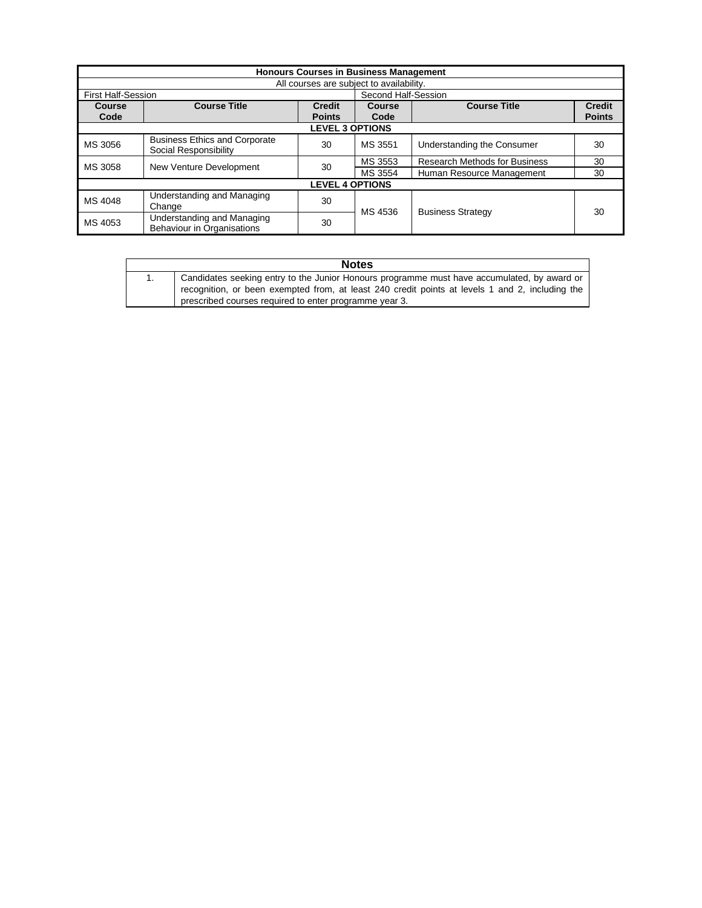| Honours Courses in Business Management | | | | | |
|---|---|---|---|---|---|
| All courses are subject to availability. | | | | | |
| First Half-Session | | | Second Half-Session | | |
| **Course Code** | **Course Title** | **Credit Points** | **Course Code** | **Course Title** | **Credit Points** |
| **LEVEL 3 OPTIONS** | | | | | |
| MS 3056 | Business Ethics and Corporate Social Responsibility | 30 | MS 3551 | Understanding the Consumer | 30 |
| MS 3058 | New Venture Development | 30 | MS 3553 | Research Methods for Business | 30 |
| | | | MS 3554 | Human Resource Management | 30 |
| **LEVEL 4 OPTIONS** | | | | | |
| MS 4048 | Understanding and Managing Change | 30 | MS 4536 | Business Strategy | 30 |
| MS 4053 | Understanding and Managing Behaviour in Organisations | 30 | | | |

| Notes | |
|---|---|
| 1. | Candidates seeking entry to the Junior Honours programme must have accumulated, by award or recognition, or been exempted from, at least 240 credit points at levels 1 and 2, including the prescribed courses required to enter programme year 3. |